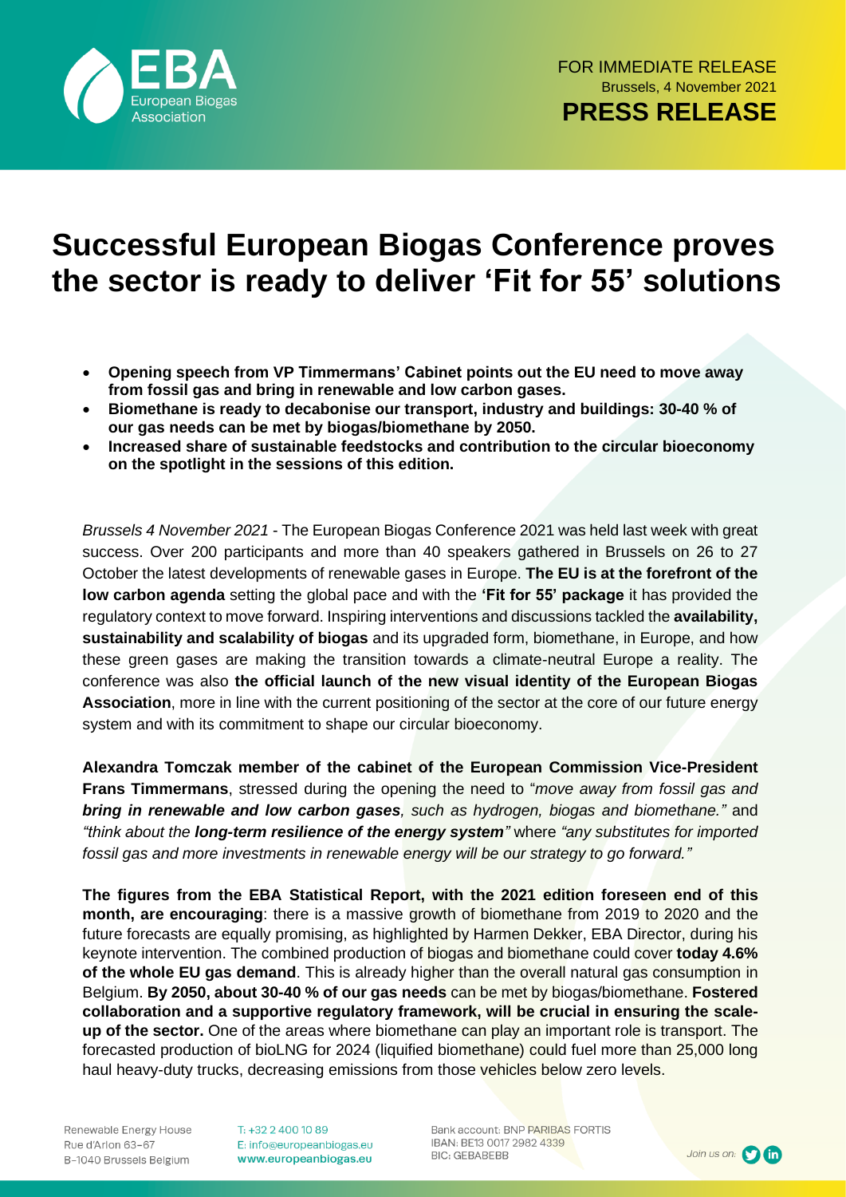FOR IMMEDIATE RELEASE
Brussels, 4 November 2021
**PRESS RELEASE**

# Successful European Biogas Conference proves the sector is ready to deliver 'Fit for 55' solutions

- **Opening speech from VP Timmermans' Cabinet points out the EU need to move away from fossil gas and bring in renewable and low carbon gases.**
- **Biomethane is ready to decabonise our transport, industry and buildings: 30-40 % of our gas needs can be met by biogas/biomethane by 2050.**
- **Increased share of sustainable feedstocks and contribution to the circular bioeconomy on the spotlight in the sessions of this edition.**

*Brussels 4 November 2021* - The European Biogas Conference 2021 was held last week with great success. Over 200 participants and more than 40 speakers gathered in Brussels on 26 to 27 October the latest developments of renewable gases in Europe. **The EU is at the forefront of the low carbon agenda** setting the global pace and with the **'Fit for 55' package** it has provided the regulatory context to move forward. Inspiring interventions and discussions tackled the **availability, sustainability and scalability of biogas** and its upgraded form, biomethane, in Europe, and how these green gases are making the transition towards a climate-neutral Europe a reality. The conference was also **the official launch of the new visual identity of the European Biogas Association**, more in line with the current positioning of the sector at the core of our future energy system and with its commitment to shape our circular bioeconomy.

**Alexandra Tomczak member of the cabinet of the European Commission Vice-President Frans Timmermans**, stressed during the opening the need to "*move away from fossil gas and **bring in renewable and low carbon gases**, such as hydrogen, biogas and biomethane."* and *"think about the **long-term resilience of the energy system**"* where *"any substitutes for imported fossil gas and more investments in renewable energy will be our strategy to go forward."*

**The figures from the EBA Statistical Report, with the 2021 edition foreseen end of this month, are encouraging**: there is a massive growth of biomethane from 2019 to 2020 and the future forecasts are equally promising, as highlighted by Harmen Dekker, EBA Director, during his keynote intervention. The combined production of biogas and biomethane could cover **today 4.6% of the whole EU gas demand**. This is already higher than the overall natural gas consumption in Belgium. **By 2050, about 30-40 % of our gas needs** can be met by biogas/biomethane. **Fostered collaboration and a supportive regulatory framework, will be crucial in ensuring the scale-up of the sector.** One of the areas where biomethane can play an important role is transport. The forecasted production of bioLNG for 2024 (liquified biomethane) could fuel more than 25,000 long haul heavy-duty trucks, decreasing emissions from those vehicles below zero levels.

Renewable Energy House
Rue d'Arlon 63-67
B-1040 Brussels Belgium

T: +32 2 400 10 89
E: info@europeanbiogas.eu
www.europeanbiogas.eu

Bank account: BNP PARIBAS FORTIS
IBAN: BE13 0017 2982 4339
BIC: GEBABEBB

Join us on: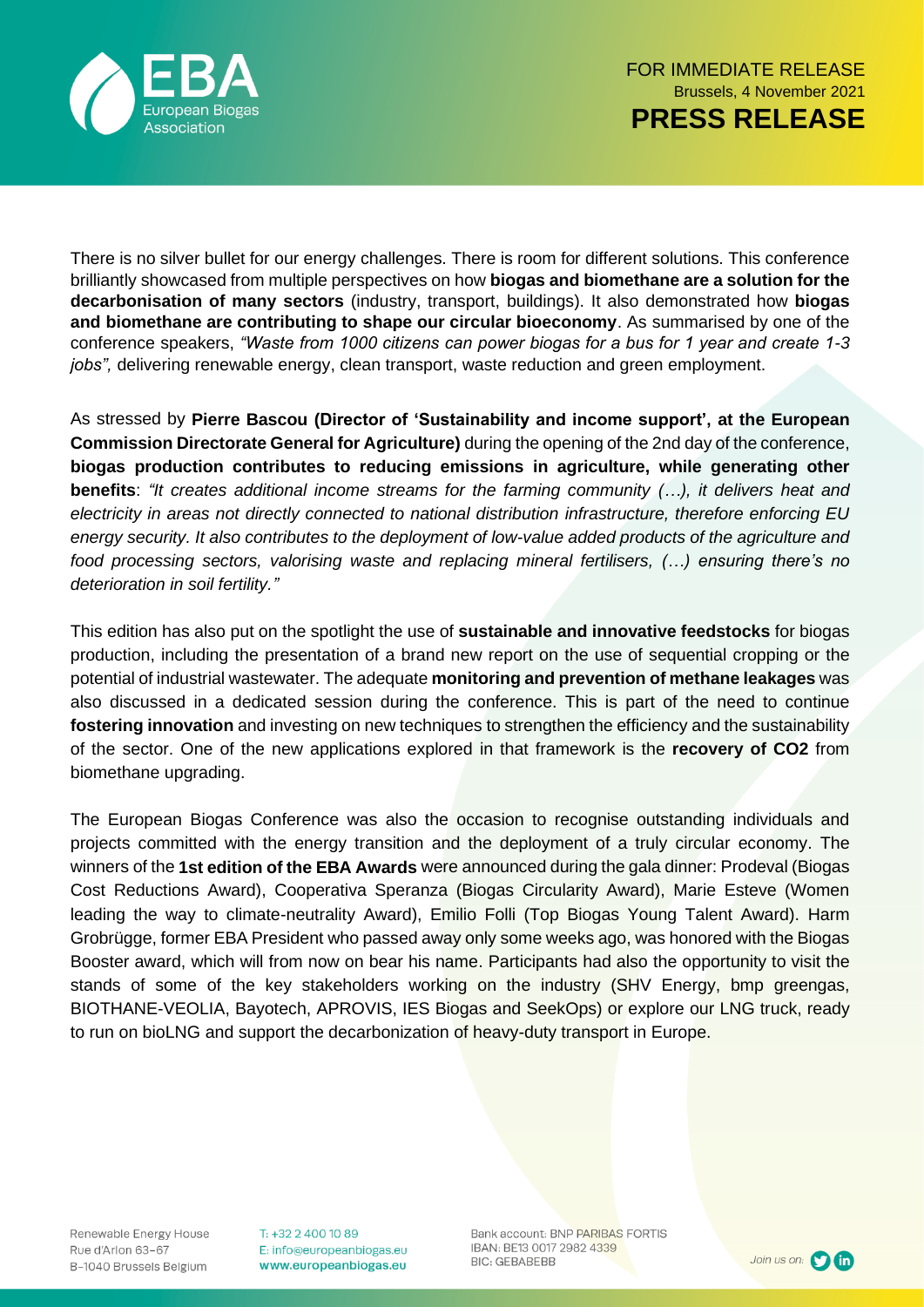There is no silver bullet for our energy challenges. There is room for different solutions. This conference brilliantly showcased from multiple perspectives on how **biogas and biomethane are a solution for the decarbonisation of many sectors** (industry, transport, buildings). It also demonstrated how **biogas and biomethane are contributing to shape our circular bioeconomy**. As summarised by one of the conference speakers, *"Waste from 1000 citizens can power biogas for a bus for 1 year and create 1-3 jobs",* delivering renewable energy, clean transport, waste reduction and green employment.

As stressed by **Pierre Bascou (Director of 'Sustainability and income support', at the European Commission Directorate General for Agriculture)** during the opening of the 2nd day of the conference, **biogas production contributes to reducing emissions in agriculture, while generating other benefits**: *"It creates additional income streams for the farming community (…), it delivers heat and electricity in areas not directly connected to national distribution infrastructure, therefore enforcing EU energy security. It also contributes to the deployment of low-value added products of the agriculture and food processing sectors, valorising waste and replacing mineral fertilisers, (…) ensuring there's no deterioration in soil fertility."*

This edition has also put on the spotlight the use of **sustainable and innovative feedstocks** for biogas production, including the presentation of a brand new report on the use of sequential cropping or the potential of industrial wastewater. The adequate **monitoring and prevention of methane leakages** was also discussed in a dedicated session during the conference. This is part of the need to continue **fostering innovation** and investing on new techniques to strengthen the efficiency and the sustainability of the sector. One of the new applications explored in that framework is the **recovery of $CO_2$** from biomethane upgrading.

The European Biogas Conference was also the occasion to recognise outstanding individuals and projects committed with the energy transition and the deployment of a truly circular economy. The winners of the **1st edition of the EBA Awards** were announced during the gala dinner: Prodeval (Biogas Cost Reductions Award), Cooperativa Speranza (Biogas Circularity Award), Marie Esteve (Women leading the way to climate-neutrality Award), Emilio Folli (Top Biogas Young Talent Award). Harm Grobrügge, former EBA President who passed away only some weeks ago, was honored with the Biogas Booster award, which will from now on bear his name. Participants had also the opportunity to visit the stands of some of the key stakeholders working on the industry (SHV Energy, bmp greengas, BIOTHANE-VEOLIA, Bayotech, APROVIS, IES Biogas and SeekOps) or explore our LNG truck, ready to run on bioLNG and support the decarbonization of heavy-duty transport in Europe.